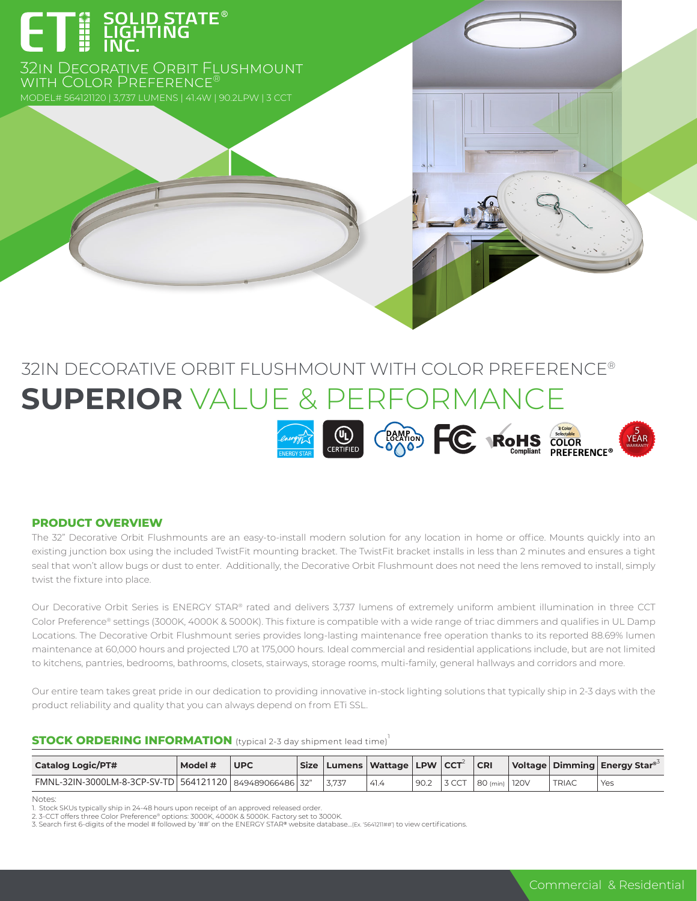# ETi SOLID STATE® LIGHTING INC.

## 32IN DECORATIVE ORBIT FLUSHMOUNT WITH COLOR PREFERENCE®

MODEL# 564121120 | 3,737 LUMENS | 41.4W | 90.2LPW | 3 CCT

# 32IN DECORATIVE ORBIT FLUSHMOUNT WITH COLOR PREFERENCE®

# **SUPERIOR** VALUE & PERFORMANCE

ENERGY STAR | UL CERTIFIED | DAMP LOCATION | FC | RoHS Compliant | 3 Color Selectable COLOR PREFERENCE® | 5 YEAR WARRANTY

### PRODUCT OVERVIEW

The 32" Decorative Orbit Flushmounts are an easy-to-install modern solution for any location in home or office. Mounts quickly into an existing junction box using the included TwistFit mounting bracket. The TwistFit bracket installs in less than 2 minutes and ensures a tight seal that won't allow bugs or dust to enter. Additionally, the Decorative Orbit Flushmount does not need the lens removed to install, simply twist the fixture into place.

Our Decorative Orbit Series is ENERGY STAR® rated and delivers 3,737 lumens of extremely uniform ambient illumination in three CCT Color Preference® settings (3000K, 4000K & 5000K). This fixture is compatible with a wide range of triac dimmers and qualifies in UL Damp Locations. The Decorative Orbit Flushmount series provides long-lasting maintenance free operation thanks to its reported 88.69% lumen maintenance at 60,000 hours and projected L70 at 175,000 hours. Ideal commercial and residential applications include, but are not limited to kitchens, pantries, bedrooms, bathrooms, closets, stairways, storage rooms, multi-family, general hallways and corridors and more.

Our entire team takes great pride in our dedication to providing innovative in-stock lighting solutions that typically ship in 2-3 days with the product reliability and quality that you can always depend on from ETi SSL.

### STOCK ORDERING INFORMATION (typical 2-3 day shipment lead time)[1]

| Catalog Logic/PT# | Model # | UPC | Size | Lumens | Wattage | LPW | CCT[2] | CRI | Voltage | Dimming | Energy Star®[3] |
|---|---|---|---|---|---|---|---|---|---|---|---|
| FMNL-32IN-3000LM-8-3CP-SV-TD | 564121120 | 849489066486 | 32" | 3,737 | 41.4 | 90.2 | 3 CCT | 80 (min) | 120V | TRIAC | Yes |

Notes:
1. Stock SKUs typically ship in 24-48 hours upon receipt of an approved released order.
2. 3-CCT offers three Color Preference® options: 3000K, 4000K & 5000K. Factory set to 3000K.
3. Search first 6-digits of the model # followed by '##' on the ENERGY STAR® website database...(Ex. '564121##') to view certifications.

Commercial & Residential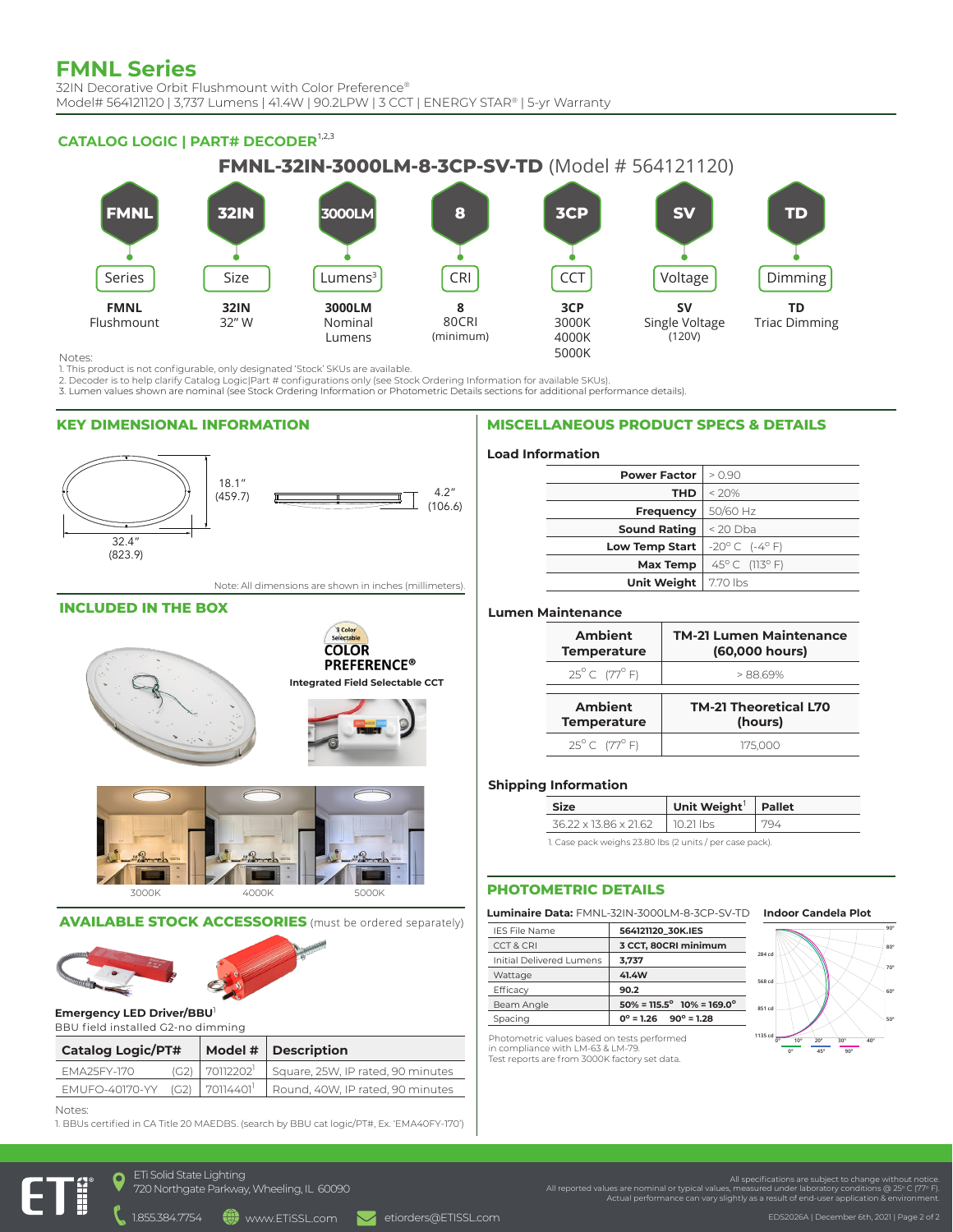# FMNL Series

32IN Decorative Orbit Flushmount with Color Preference®
Model# 564121120 | 3,737 Lumens | 41.4W | 90.2LPW | 3 CCT | ENERGY STAR® | 5-yr Warranty

## CATALOG LOGIC | PART# DECODER[1,2,3]

**FMNL-32IN-3000LM-8-3CP-SV-TD** (Model # 564121120)

| FMNL | 32IN | 3000LM | 8 | 3CP | SV | TD |
|---|---|---|---|---|---|---|
| Series | Size | Lumens[3] | CRI | CCT | Voltage | Dimming |
| **FMNL** Flushmount | **32IN** 32" W | **3000LM** Nominal Lumens | **8** 80CRI (minimum) | **3CP** 3000K 4000K 5000K | **SV** Single Voltage (120V) | **TD** Triac Dimming |

Notes:
1. This product is not configurable, only designated 'Stock' SKUs are available.
2. Decoder is to help clarify Catalog Logic|Part # configurations only (see Stock Ordering Information for available SKUs).
3. Lumen values shown are nominal (see Stock Ordering Information or Photometric Details sections for additional performance details).

## KEY DIMENSIONAL INFORMATION

18.1" (459.7)
4.2" (106.6)
32.4" (823.9)

Note: All dimensions are shown in inches (millimeters).

## INCLUDED IN THE BOX

3 Color Selectable
COLOR PREFERENCE®
Integrated Field Selectable CCT

3000K 4000K 5000K

## AVAILABLE STOCK ACCESSORIES (must be ordered separately)

**Emergency LED Driver/BBU**[1]
BBU field installed G2-no dimming

| Catalog Logic/PT# | | Model # | Description |
|---|---|---|---|
| EMA25FY-170 | (G2) | 70112202[1] | Square, 25W, IP rated, 90 minutes |
| EMUFO-40170-YY | (G2) | 70114401[1] | Round, 40W, IP rated, 90 minutes |

Notes:
1. BBUs certified in CA Title 20 MAEDBS. (search by BBU cat logic/PT#, Ex. 'EMA40FY-170')

## MISCELLANEOUS PRODUCT SPECS & DETAILS

### Load Information

| | |
|---|---|
| **Power Factor** | > 0.90 |
| **THD** | < 20% |
| **Frequency** | 50/60 Hz |
| **Sound Rating** | < 20 Dba |
| **Low Temp Start** | -20° C (-4° F) |
| **Max Temp** | 45° C (113° F) |
| **Unit Weight** | 7.70 lbs |

### Lumen Maintenance

| Ambient Temperature | TM-21 Lumen Maintenance (60,000 hours) |
|---|---|
| 25° C (77° F) | > 88.69% |

| Ambient Temperature | TM-21 Theoretical L70 (hours) |
|---|---|
| 25° C (77° F) | 175,000 |

### Shipping Information

| Size | Unit Weight[1] | Pallet |
|---|---|---|
| 36.22 x 13.86 x 21.62 | 10.21 lbs | 794 |

1. Case pack weighs 23.80 lbs (2 units / per case pack).

## PHOTOMETRIC DETAILS

**Luminaire Data:** FMNL-32IN-3000LM-8-3CP-SV-TD

| | |
|---|---|
| IES File Name | **564121120_30K.IES** |
| CCT & CRI | **3 CCT, 80CRI minimum** |
| Initial Delivered Lumens | **3,737** |
| Wattage | **41.4W** |
| Efficacy | **90.2** |
| Beam Angle | **50% = 115.5° 10% = 169.0°** |
| Spacing | **0° = 1.26 90° = 1.28** |

Photometric values based on tests performed in compliance with LM-63 & LM-79.
Test reports are from 3000K factory set data.

**Indoor Candela Plot**

90°
80°
70°
60°
50°
284 cd
568 cd
851 cd
1135 cd
0° 10° 20° 30° 40°
0° 45° 90°

ETi Solid State Lighting
720 Northgate Parkway, Wheeling, IL 60090
1.855.384.7754 www.ETiSSL.com etiorders@ETISSL.com

All specifications are subject to change without notice.
All reported values are nominal or typical values, measured under laboratory conditions @ 25° C (77° F).
Actual performance can vary slightly as a result of end-user application & environment.

EDS2026A | December 6th, 2021